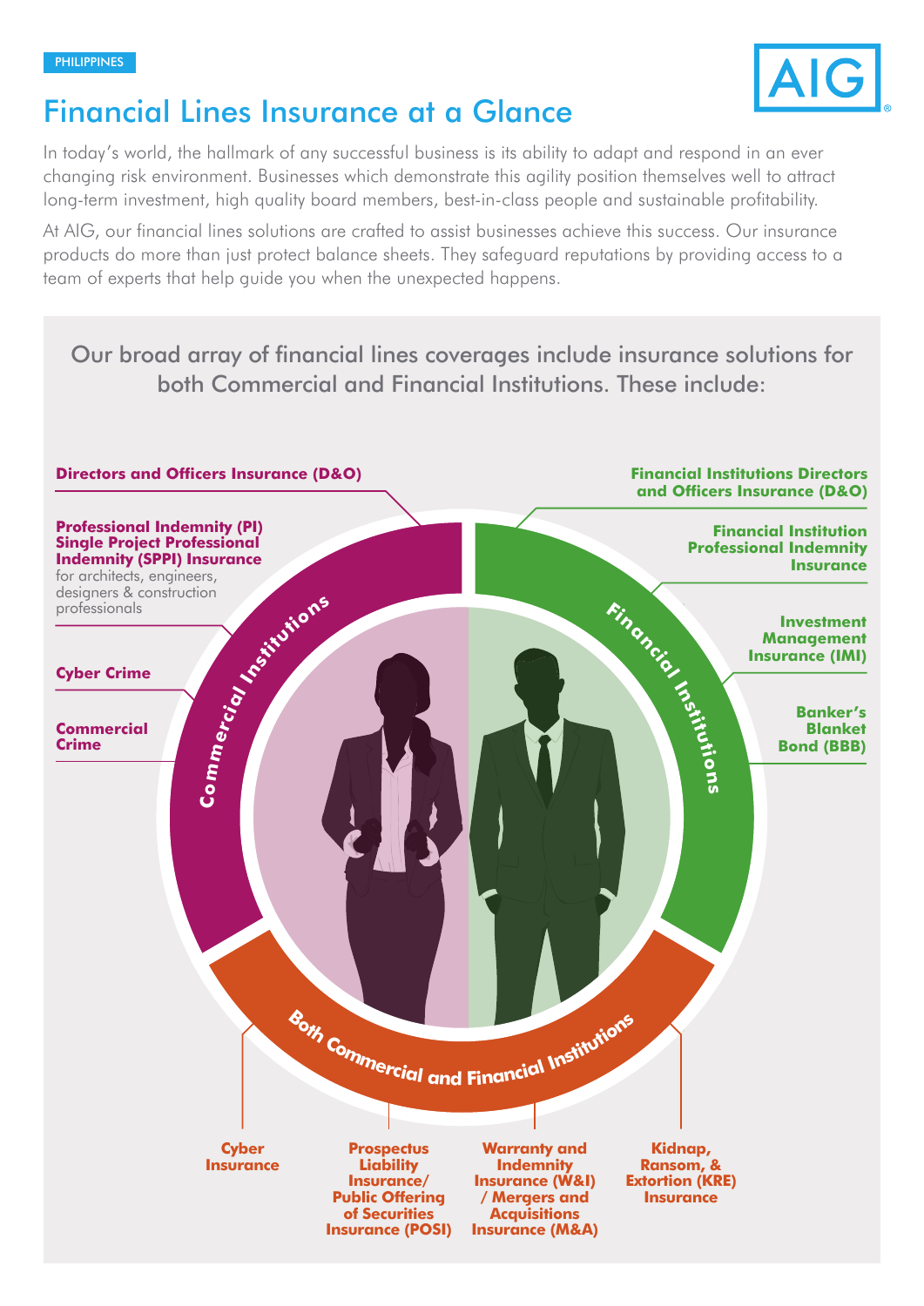PHILIPPINES

# Financial Lines Insurance at a Glance

In today's world, the hallmark of any successful business is its ability to adapt and respond in an ever changing risk environment. Businesses which demonstrate this agility position themselves well to attract long-term investment, high quality board members, best-in-class people and sustainable profitability.

At AIG, our financial lines solutions are crafted to assist businesses achieve this success. Our insurance products do more than just protect balance sheets. They safeguard reputations by providing access to a team of experts that help guide you when the unexpected happens.

## Our broad array of financial lines coverages include insurance solutions for both Commercial and Financial Institutions. These include:

### Commercial Institutions

- **Directors and Officers Insurance (D&O)**
- **Professional Indemnity (PI) Single Project Professional Indemnity (SPPI) Insurance** for architects, engineers, designers & construction professionals
- **Cyber Crime**
- **Commercial Crime**

### Financial Institutions

- **Financial Institutions Directors and Officers Insurance (D&O)**
- **Financial Institution Professional Indemnity Insurance**
- **Investment Management Insurance (IMI)**
- **Banker's Blanket Bond (BBB)**

### Both Commercial and Financial Institutions

- **Cyber Insurance**
- **Prospectus Liability Insurance/ Public Offering of Securities Insurance (POSI)**
- **Warranty and Indemnity Insurance (W&I) / Mergers and Acquisitions Insurance (M&A)**
- **Kidnap, Ransom, & Extortion (KRE) Insurance**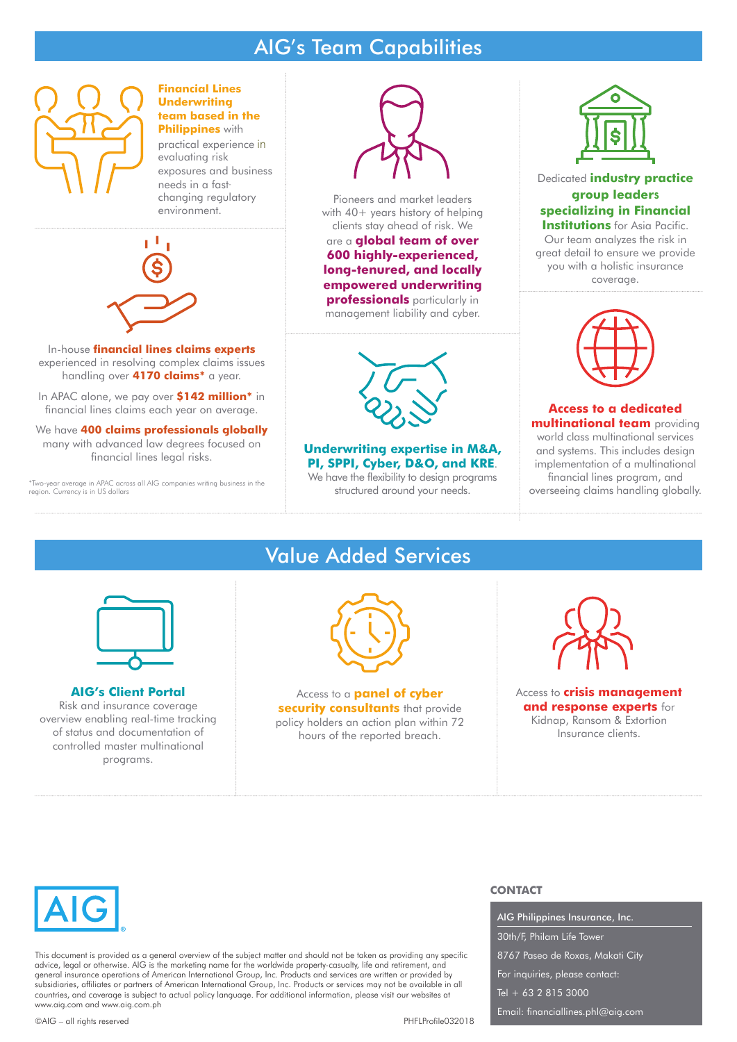# AIG's Team Capabilities

**Financial Lines Underwriting team based in the Philippines** with practical experience in evaluating risk exposures and business needs in a fast-changing regulatory environment.

In-house **financial lines claims experts** experienced in resolving complex claims issues handling over **4170 claims*** a year.

In APAC alone, we pay over **$142 million*** in financial lines claims each year on average.

We have **400 claims professionals globally** many with advanced law degrees focused on financial lines legal risks.

*Two-year average in APAC across all AIG companies writing business in the region. Currency is in US dollars

Pioneers and market leaders with 40+ years history of helping clients stay ahead of risk. We are a **global team of over 600 highly-experienced, long-tenured, and locally empowered underwriting professionals** particularly in management liability and cyber.

**Underwriting expertise in M&A, PI, SPPI, Cyber, D&O, and KRE**. We have the flexibility to design programs structured around your needs.

Dedicated **industry practice group leaders specializing in Financial Institutions** for Asia Pacific. Our team analyzes the risk in great detail to ensure we provide you with a holistic insurance coverage.

**Access to a dedicated multinational team** providing world class multinational services and systems. This includes design implementation of a multinational financial lines program, and overseeing claims handling globally.

# Value Added Services

**AIG's Client Portal**
Risk and insurance coverage overview enabling real-time tracking of status and documentation of controlled master multinational programs.

Access to a **panel of cyber security consultants** that provide policy holders an action plan within 72 hours of the reported breach.

Access to **crisis management and response experts** for Kidnap, Ransom & Extortion Insurance clients.

AIG®

This document is provided as a general overview of the subject matter and should not be taken as providing any specific advice, legal or otherwise. AIG is the marketing name for the worldwide property-casualty, life and retirement, and general insurance operations of American International Group, Inc. Products and services are written or provided by subsidiaries, affiliates or partners of American International Group, Inc. Products or services may not be available in all countries, and coverage is subject to actual policy language. For additional information, please visit our websites at www.aig.com and www.aig.com.ph

©AIG – all rights reserved

PHFLProfile032018

**CONTACT**

AIG Philippines Insurance, Inc.
30th/F, Philam Life Tower
8767 Paseo de Roxas, Makati City
For inquiries, please contact:
Tel + 63 2 815 3000
Email: financiallines.phl@aig.com